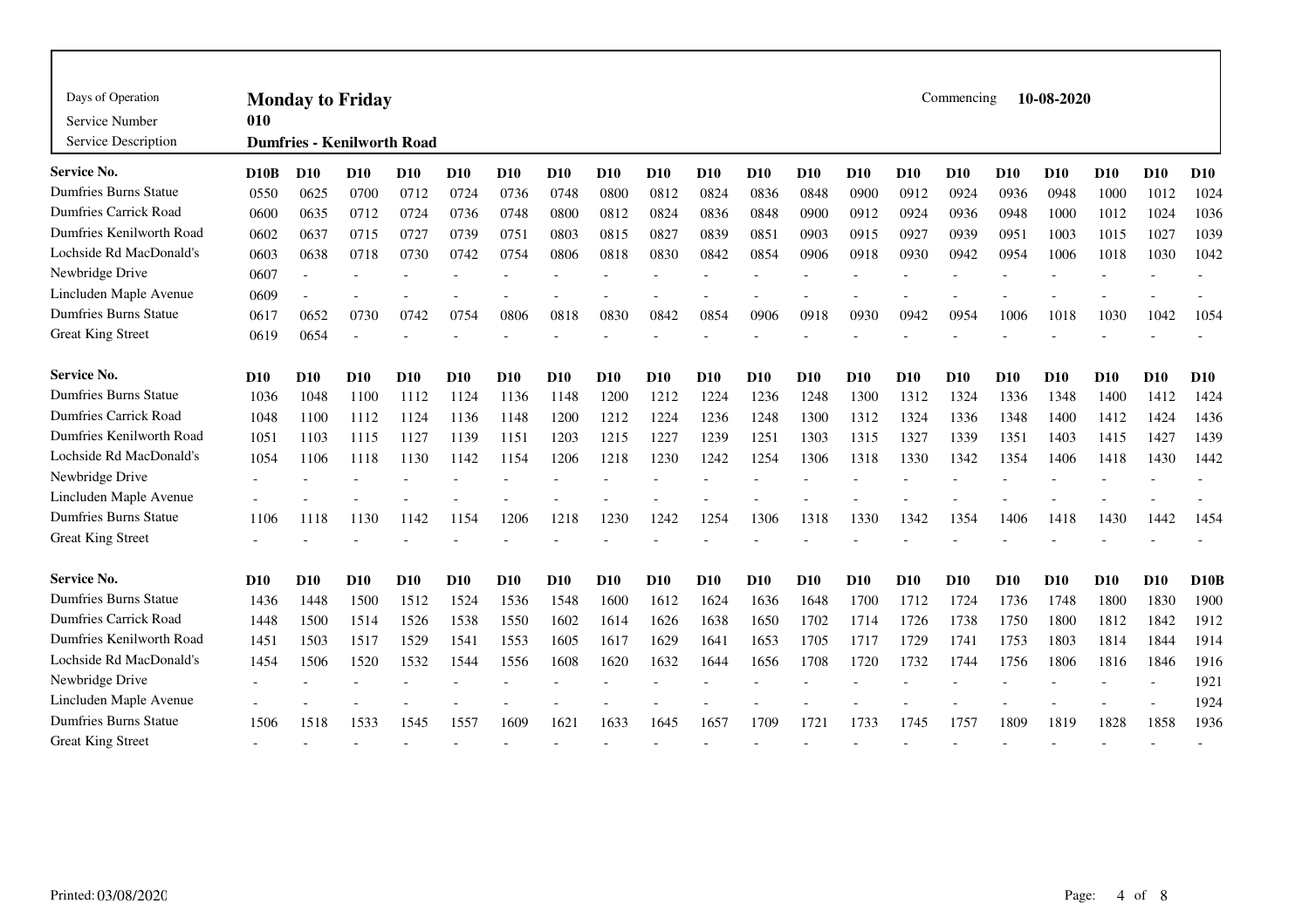| Days of Operation | **Monday to Friday** |
|---|---|
| Service Number | **010** |
| Service Description | **Dumfries - Kenilworth Road** |

Commencing **10-08-2020**

| Service No. | D10B | D10 | D10 | D10 | D10 | D10 | D10 | D10 | D10 | D10 | D10 | D10 | D10 | D10 | D10 | D10 | D10 | D10 | D10 | D10 |
|---|---|---|---|---|---|---|---|---|---|---|---|---|---|---|---|---|---|---|---|---|
| Dumfries Burns Statue | 0550 | 0625 | 0700 | 0712 | 0724 | 0736 | 0748 | 0800 | 0812 | 0824 | 0836 | 0848 | 0900 | 0912 | 0924 | 0936 | 0948 | 1000 | 1012 | 1024 |
| Dumfries Carrick Road | 0600 | 0635 | 0712 | 0724 | 0736 | 0748 | 0800 | 0812 | 0824 | 0836 | 0848 | 0900 | 0912 | 0924 | 0936 | 0948 | 1000 | 1012 | 1024 | 1036 |
| Dumfries Kenilworth Road | 0602 | 0637 | 0715 | 0727 | 0739 | 0751 | 0803 | 0815 | 0827 | 0839 | 0851 | 0903 | 0915 | 0927 | 0939 | 0951 | 1003 | 1015 | 1027 | 1039 |
| Lochside Rd MacDonald's | 0603 | 0638 | 0718 | 0730 | 0742 | 0754 | 0806 | 0818 | 0830 | 0842 | 0854 | 0906 | 0918 | 0930 | 0942 | 0954 | 1006 | 1018 | 1030 | 1042 |
| Newbridge Drive | 0607 | - | - | - | - | - | - | - | - | - | - | - | - | - | - | - | - | - | - | - |
| Lincluden Maple Avenue | 0609 | - | - | - | - | - | - | - | - | - | - | - | - | - | - | - | - | - | - | - |
| Dumfries Burns Statue | 0617 | 0652 | 0730 | 0742 | 0754 | 0806 | 0818 | 0830 | 0842 | 0854 | 0906 | 0918 | 0930 | 0942 | 0954 | 1006 | 1018 | 1030 | 1042 | 1054 |
| Great King Street | 0619 | 0654 | - | - | - | - | - | - | - | - | - | - | - | - | - | - | - | - | - | - |

| Service No. | D10 | D10 | D10 | D10 | D10 | D10 | D10 | D10 | D10 | D10 | D10 | D10 | D10 | D10 | D10 | D10 | D10 | D10 | D10 | D10 |
|---|---|---|---|---|---|---|---|---|---|---|---|---|---|---|---|---|---|---|---|---|
| Dumfries Burns Statue | 1036 | 1048 | 1100 | 1112 | 1124 | 1136 | 1148 | 1200 | 1212 | 1224 | 1236 | 1248 | 1300 | 1312 | 1324 | 1336 | 1348 | 1400 | 1412 | 1424 |
| Dumfries Carrick Road | 1048 | 1100 | 1112 | 1124 | 1136 | 1148 | 1200 | 1212 | 1224 | 1236 | 1248 | 1300 | 1312 | 1324 | 1336 | 1348 | 1400 | 1412 | 1424 | 1436 |
| Dumfries Kenilworth Road | 1051 | 1103 | 1115 | 1127 | 1139 | 1151 | 1203 | 1215 | 1227 | 1239 | 1251 | 1303 | 1315 | 1327 | 1339 | 1351 | 1403 | 1415 | 1427 | 1439 |
| Lochside Rd MacDonald's | 1054 | 1106 | 1118 | 1130 | 1142 | 1154 | 1206 | 1218 | 1230 | 1242 | 1254 | 1306 | 1318 | 1330 | 1342 | 1354 | 1406 | 1418 | 1430 | 1442 |
| Newbridge Drive | - | - | - | - | - | - | - | - | - | - | - | - | - | - | - | - | - | - | - | - |
| Lincluden Maple Avenue | - | - | - | - | - | - | - | - | - | - | - | - | - | - | - | - | - | - | - | - |
| Dumfries Burns Statue | 1106 | 1118 | 1130 | 1142 | 1154 | 1206 | 1218 | 1230 | 1242 | 1254 | 1306 | 1318 | 1330 | 1342 | 1354 | 1406 | 1418 | 1430 | 1442 | 1454 |
| Great King Street | - | - | - | - | - | - | - | - | - | - | - | - | - | - | - | - | - | - | - | - |

| Service No. | D10 | D10 | D10 | D10 | D10 | D10 | D10 | D10 | D10 | D10 | D10 | D10 | D10 | D10 | D10 | D10 | D10 | D10 | D10 | D10B |
|---|---|---|---|---|---|---|---|---|---|---|---|---|---|---|---|---|---|---|---|---|
| Dumfries Burns Statue | 1436 | 1448 | 1500 | 1512 | 1524 | 1536 | 1548 | 1600 | 1612 | 1624 | 1636 | 1648 | 1700 | 1712 | 1724 | 1736 | 1748 | 1800 | 1830 | 1900 |
| Dumfries Carrick Road | 1448 | 1500 | 1514 | 1526 | 1538 | 1550 | 1602 | 1614 | 1626 | 1638 | 1650 | 1702 | 1714 | 1726 | 1738 | 1750 | 1800 | 1812 | 1842 | 1912 |
| Dumfries Kenilworth Road | 1451 | 1503 | 1517 | 1529 | 1541 | 1553 | 1605 | 1617 | 1629 | 1641 | 1653 | 1705 | 1717 | 1729 | 1741 | 1753 | 1803 | 1814 | 1844 | 1914 |
| Lochside Rd MacDonald's | 1454 | 1506 | 1520 | 1532 | 1544 | 1556 | 1608 | 1620 | 1632 | 1644 | 1656 | 1708 | 1720 | 1732 | 1744 | 1756 | 1806 | 1816 | 1846 | 1916 |
| Newbridge Drive | - | - | - | - | - | - | - | - | - | - | - | - | - | - | - | - | - | - | - | 1921 |
| Lincluden Maple Avenue | - | - | - | - | - | - | - | - | - | - | - | - | - | - | - | - | - | - | - | 1924 |
| Dumfries Burns Statue | 1506 | 1518 | 1533 | 1545 | 1557 | 1609 | 1621 | 1633 | 1645 | 1657 | 1709 | 1721 | 1733 | 1745 | 1757 | 1809 | 1819 | 1828 | 1858 | 1936 |
| Great King Street | - | - | - | - | - | - | - | - | - | - | - | - | - | - | - | - | - | - | - | - |

Printed: 03/08/2020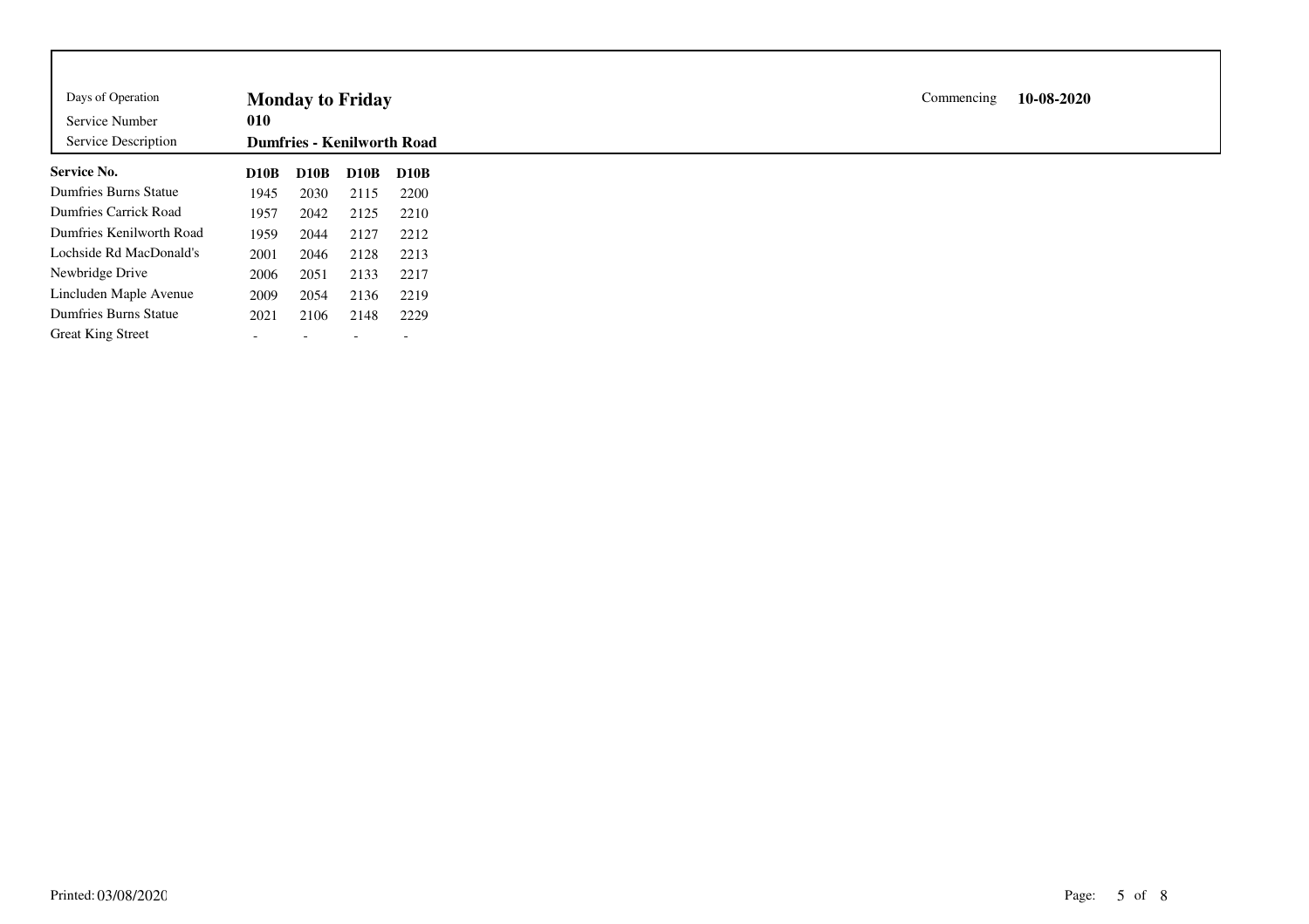| Days of Operation | **Monday to Friday** | Commencing | **10-08-2020** |
|---|---|---|---|
| Service Number | **010** | | |
| Service Description | **Dumfries - Kenilworth Road** | | |

| **Service No.** | **D10B** | **D10B** | **D10B** | **D10B** |
|---|---|---|---|---|
| Dumfries Burns Statue | 1945 | 2030 | 2115 | 2200 |
| Dumfries Carrick Road | 1957 | 2042 | 2125 | 2210 |
| Dumfries Kenilworth Road | 1959 | 2044 | 2127 | 2212 |
| Lochside Rd MacDonald's | 2001 | 2046 | 2128 | 2213 |
| Newbridge Drive | 2006 | 2051 | 2133 | 2217 |
| Lincluden Maple Avenue | 2009 | 2054 | 2136 | 2219 |
| Dumfries Burns Statue | 2021 | 2106 | 2148 | 2229 |
| Great King Street | - | - | - | - |

Printed: 03/08/2020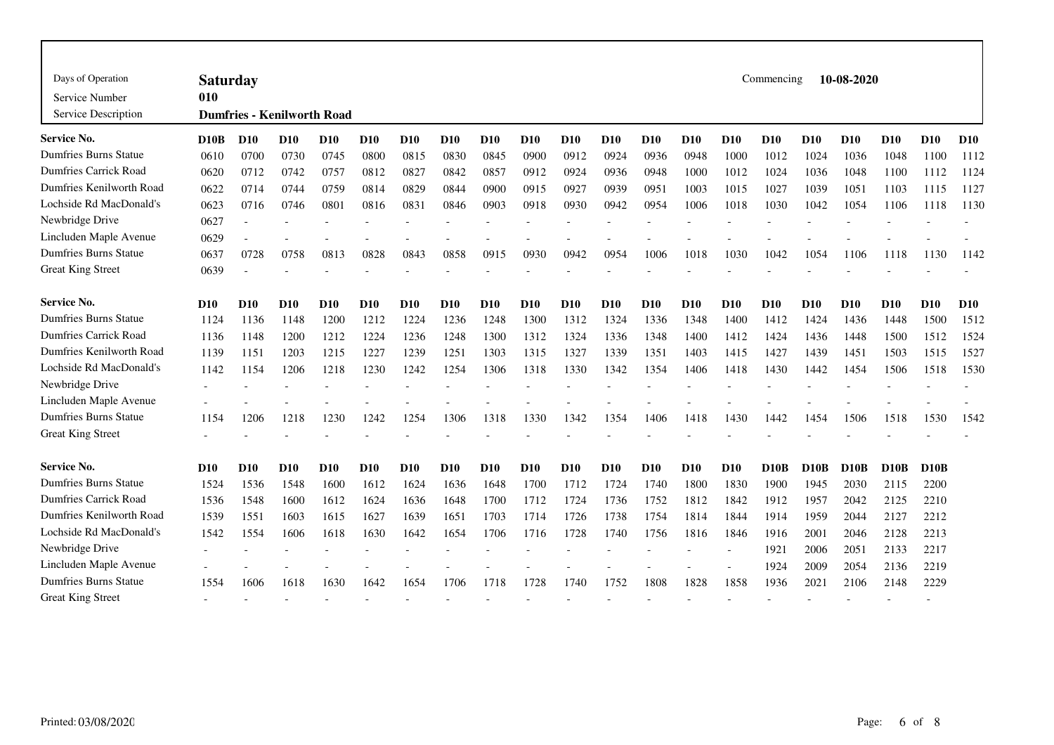| Days of Operation | Saturday | Commencing | 10-08-2020 |
|---|---|---|---|
| Service Number | 010 | | |
| Service Description | Dumfries - Kenilworth Road | | |

| Service No. | D10B | D10 | D10 | D10 | D10 | D10 | D10 | D10 | D10 | D10 | D10 | D10 | D10 | D10 | D10 | D10 | D10 | D10 | D10 | D10 |
|---|---|---|---|---|---|---|---|---|---|---|---|---|---|---|---|---|---|---|---|---|
| Dumfries Burns Statue | 0610 | 0700 | 0730 | 0745 | 0800 | 0815 | 0830 | 0845 | 0900 | 0912 | 0924 | 0936 | 0948 | 1000 | 1012 | 1024 | 1036 | 1048 | 1100 | 1112 |
| Dumfries Carrick Road | 0620 | 0712 | 0742 | 0757 | 0812 | 0827 | 0842 | 0857 | 0912 | 0924 | 0936 | 0948 | 1000 | 1012 | 1024 | 1036 | 1048 | 1100 | 1112 | 1124 |
| Dumfries Kenilworth Road | 0622 | 0714 | 0744 | 0759 | 0814 | 0829 | 0844 | 0900 | 0915 | 0927 | 0939 | 0951 | 1003 | 1015 | 1027 | 1039 | 1051 | 1103 | 1115 | 1127 |
| Lochside Rd MacDonald's | 0623 | 0716 | 0746 | 0801 | 0816 | 0831 | 0846 | 0903 | 0918 | 0930 | 0942 | 0954 | 1006 | 1018 | 1030 | 1042 | 1054 | 1106 | 1118 | 1130 |
| Newbridge Drive | 0627 | - | - | - | - | - | - | - | - | - | - | - | - | - | - | - | - | - | - | - |
| Lincluden Maple Avenue | 0629 | - | - | - | - | - | - | - | - | - | - | - | - | - | - | - | - | - | - | - |
| Dumfries Burns Statue | 0637 | 0728 | 0758 | 0813 | 0828 | 0843 | 0858 | 0915 | 0930 | 0942 | 0954 | 1006 | 1018 | 1030 | 1042 | 1054 | 1106 | 1118 | 1130 | 1142 |
| Great King Street | 0639 | - | - | - | - | - | - | - | - | - | - | - | - | - | - | - | - | - | - | - |

| Service No. | D10 | D10 | D10 | D10 | D10 | D10 | D10 | D10 | D10 | D10 | D10 | D10 | D10 | D10 | D10 | D10 | D10 | D10 | D10 | D10 |
|---|---|---|---|---|---|---|---|---|---|---|---|---|---|---|---|---|---|---|---|---|
| Dumfries Burns Statue | 1124 | 1136 | 1148 | 1200 | 1212 | 1224 | 1236 | 1248 | 1300 | 1312 | 1324 | 1336 | 1348 | 1400 | 1412 | 1424 | 1436 | 1448 | 1500 | 1512 |
| Dumfries Carrick Road | 1136 | 1148 | 1200 | 1212 | 1224 | 1236 | 1248 | 1300 | 1312 | 1324 | 1336 | 1348 | 1400 | 1412 | 1424 | 1436 | 1448 | 1500 | 1512 | 1524 |
| Dumfries Kenilworth Road | 1139 | 1151 | 1203 | 1215 | 1227 | 1239 | 1251 | 1303 | 1315 | 1327 | 1339 | 1351 | 1403 | 1415 | 1427 | 1439 | 1451 | 1503 | 1515 | 1527 |
| Lochside Rd MacDonald's | 1142 | 1154 | 1206 | 1218 | 1230 | 1242 | 1254 | 1306 | 1318 | 1330 | 1342 | 1354 | 1406 | 1418 | 1430 | 1442 | 1454 | 1506 | 1518 | 1530 |
| Newbridge Drive | - | - | - | - | - | - | - | - | - | - | - | - | - | - | - | - | - | - | - | - |
| Lincluden Maple Avenue | - | - | - | - | - | - | - | - | - | - | - | - | - | - | - | - | - | - | - | - |
| Dumfries Burns Statue | 1154 | 1206 | 1218 | 1230 | 1242 | 1254 | 1306 | 1318 | 1330 | 1342 | 1354 | 1406 | 1418 | 1430 | 1442 | 1454 | 1506 | 1518 | 1530 | 1542 |
| Great King Street | - | - | - | - | - | - | - | - | - | - | - | - | - | - | - | - | - | - | - | - |

| Service No. | D10 | D10 | D10 | D10 | D10 | D10 | D10 | D10 | D10 | D10 | D10 | D10 | D10 | D10 | D10B | D10B | D10B | D10B | D10B |
|---|---|---|---|---|---|---|---|---|---|---|---|---|---|---|---|---|---|---|---|
| Dumfries Burns Statue | 1524 | 1536 | 1548 | 1600 | 1612 | 1624 | 1636 | 1648 | 1700 | 1712 | 1724 | 1740 | 1800 | 1830 | 1900 | 1945 | 2030 | 2115 | 2200 |
| Dumfries Carrick Road | 1536 | 1548 | 1600 | 1612 | 1624 | 1636 | 1648 | 1700 | 1712 | 1724 | 1736 | 1752 | 1812 | 1842 | 1912 | 1957 | 2042 | 2125 | 2210 |
| Dumfries Kenilworth Road | 1539 | 1551 | 1603 | 1615 | 1627 | 1639 | 1651 | 1703 | 1714 | 1726 | 1738 | 1754 | 1814 | 1844 | 1914 | 1959 | 2044 | 2127 | 2212 |
| Lochside Rd MacDonald's | 1542 | 1554 | 1606 | 1618 | 1630 | 1642 | 1654 | 1706 | 1716 | 1728 | 1740 | 1756 | 1816 | 1846 | 1916 | 2001 | 2046 | 2128 | 2213 |
| Newbridge Drive | - | - | - | - | - | - | - | - | - | - | - | - | - | - | 1921 | 2006 | 2051 | 2133 | 2217 |
| Lincluden Maple Avenue | - | - | - | - | - | - | - | - | - | - | - | - | - | - | 1924 | 2009 | 2054 | 2136 | 2219 |
| Dumfries Burns Statue | 1554 | 1606 | 1618 | 1630 | 1642 | 1654 | 1706 | 1718 | 1728 | 1740 | 1752 | 1808 | 1828 | 1858 | 1936 | 2021 | 2106 | 2148 | 2229 |
| Great King Street | - | - | - | - | - | - | - | - | - | - | - | - | - | - | - | - | - | - | - |

Printed: 03/08/2020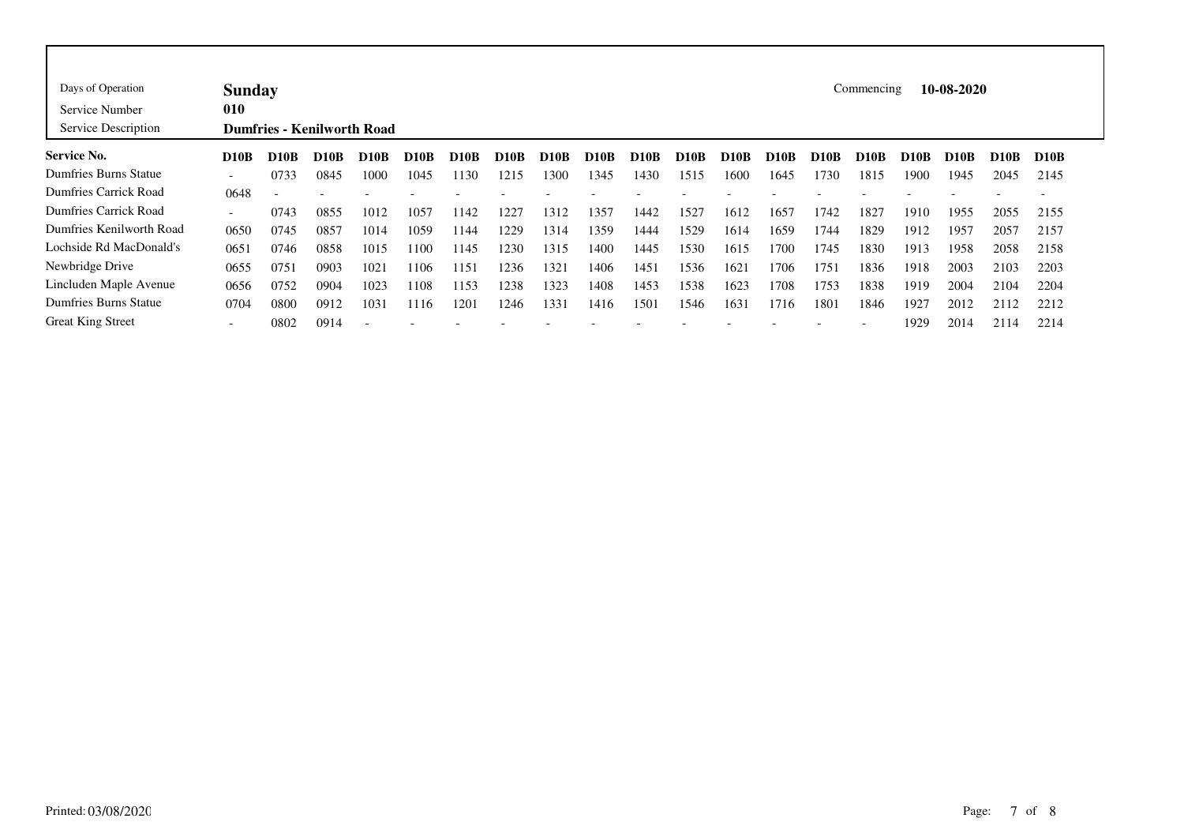| | | | |
|---|---|---|---|
| Days of Operation | **Sunday** | Commencing | **10-08-2020** |
| Service Number | **010** | | |
| Service Description | **Dumfries - Kenilworth Road** | | |

| **Service No.** | **D10B** | **D10B** | **D10B** | **D10B** | **D10B** | **D10B** | **D10B** | **D10B** | **D10B** | **D10B** | **D10B** | **D10B** | **D10B** | **D10B** | **D10B** | **D10B** | **D10B** | **D10B** | **D10B** |
|---|---|---|---|---|---|---|---|---|---|---|---|---|---|---|---|---|---|---|---|
| Dumfries Burns Statue | - | 0733 | 0845 | 1000 | 1045 | 1130 | 1215 | 1300 | 1345 | 1430 | 1515 | 1600 | 1645 | 1730 | 1815 | 1900 | 1945 | 2045 | 2145 |
| Dumfries Carrick Road | 0648 | - | - | - | - | - | - | - | - | - | - | - | - | - | - | - | - | - | - |
| Dumfries Carrick Road | - | 0743 | 0855 | 1012 | 1057 | 1142 | 1227 | 1312 | 1357 | 1442 | 1527 | 1612 | 1657 | 1742 | 1827 | 1910 | 1955 | 2055 | 2155 |
| Dumfries Kenilworth Road | 0650 | 0745 | 0857 | 1014 | 1059 | 1144 | 1229 | 1314 | 1359 | 1444 | 1529 | 1614 | 1659 | 1744 | 1829 | 1912 | 1957 | 2057 | 2157 |
| Lochside Rd MacDonald's | 0651 | 0746 | 0858 | 1015 | 1100 | 1145 | 1230 | 1315 | 1400 | 1445 | 1530 | 1615 | 1700 | 1745 | 1830 | 1913 | 1958 | 2058 | 2158 |
| Newbridge Drive | 0655 | 0751 | 0903 | 1021 | 1106 | 1151 | 1236 | 1321 | 1406 | 1451 | 1536 | 1621 | 1706 | 1751 | 1836 | 1918 | 2003 | 2103 | 2203 |
| Lincluden Maple Avenue | 0656 | 0752 | 0904 | 1023 | 1108 | 1153 | 1238 | 1323 | 1408 | 1453 | 1538 | 1623 | 1708 | 1753 | 1838 | 1919 | 2004 | 2104 | 2204 |
| Dumfries Burns Statue | 0704 | 0800 | 0912 | 1031 | 1116 | 1201 | 1246 | 1331 | 1416 | 1501 | 1546 | 1631 | 1716 | 1801 | 1846 | 1927 | 2012 | 2112 | 2212 |
| Great King Street | - | 0802 | 0914 | - | - | - | - | - | - | - | - | - | - | - | - | 1929 | 2014 | 2114 | 2214 |

Printed: 03/08/2020